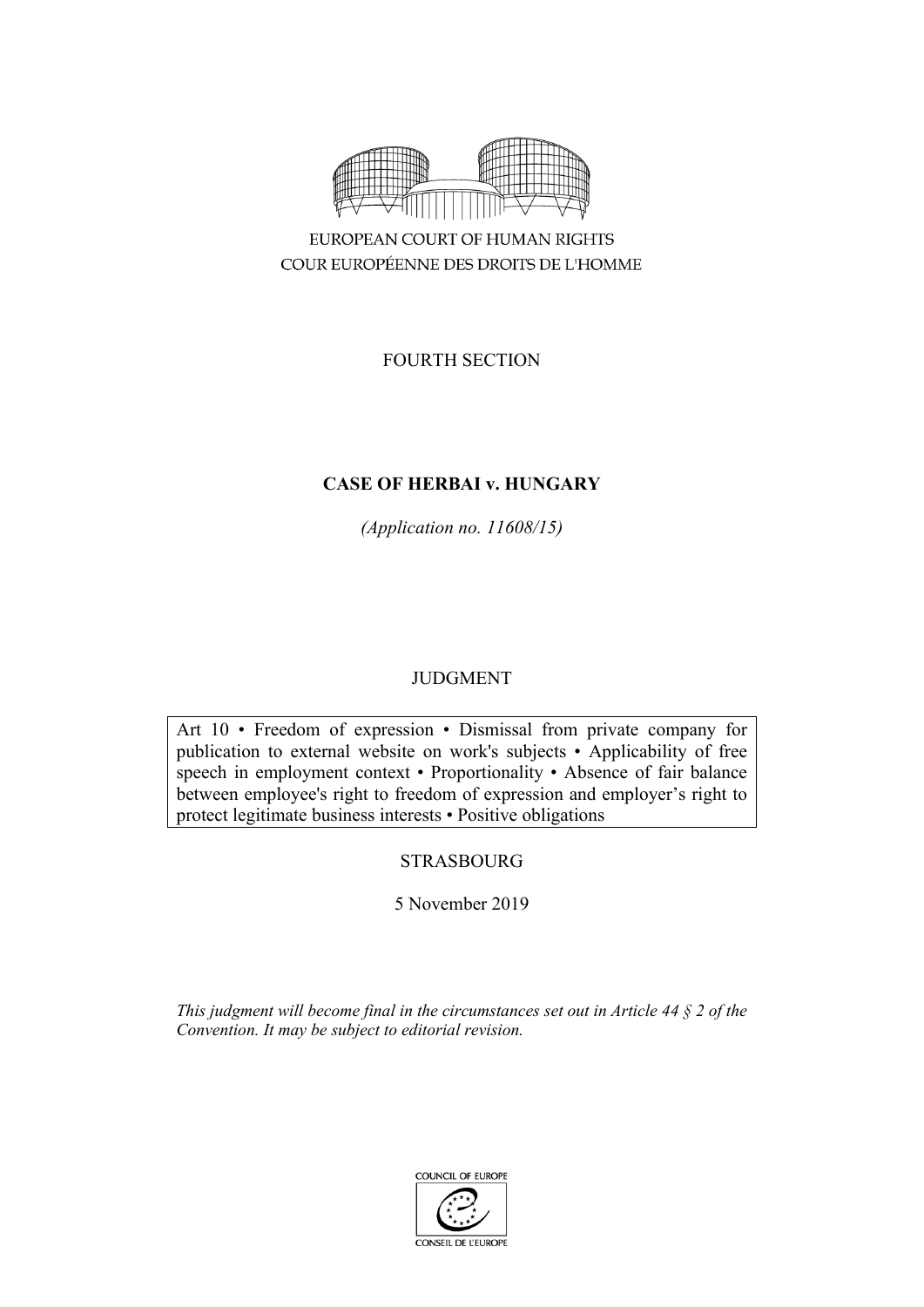EUROPEAN COURT OF HUMAN RIGHTS
COUR EUROPÉENNE DES DROITS DE L'HOMME

FOURTH SECTION

# CASE OF HERBAI v. HUNGARY

*(Application no. 11608/15)*

JUDGMENT

Art 10 • Freedom of expression • Dismissal from private company for publication to external website on work's subjects • Applicability of free speech in employment context • Proportionality • Absence of fair balance between employee's right to freedom of expression and employer's right to protect legitimate business interests • Positive obligations

STRASBOURG

5 November 2019

*This judgment will become final in the circumstances set out in Article 44 § 2 of the Convention. It may be subject to editorial revision.*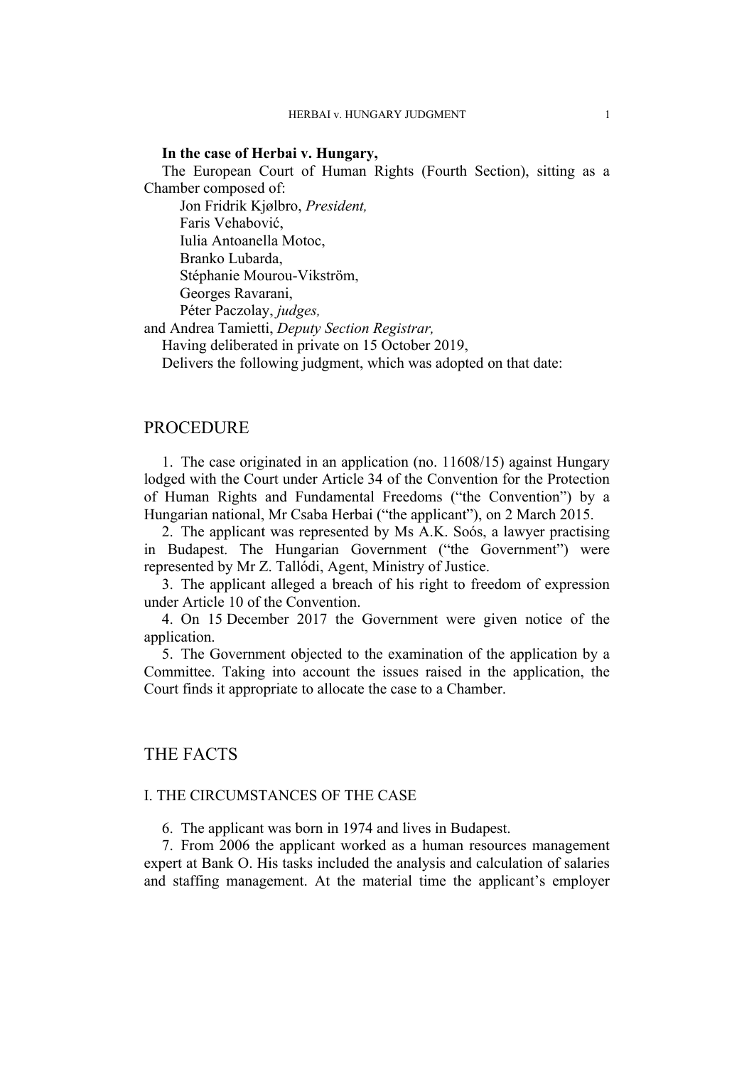**In the case of Herbai v. Hungary,**

The European Court of Human Rights (Fourth Section), sitting as a Chamber composed of:

Jon Fridrik Kjølbro, *President,*
Faris Vehabović,
Iulia Antoanella Motoc,
Branko Lubarda,
Stéphanie Mourou-Vikström,
Georges Ravarani,
Péter Paczolay, *judges,*
and Andrea Tamietti, *Deputy Section Registrar,*

Having deliberated in private on 15 October 2019,

Delivers the following judgment, which was adopted on that date:

## PROCEDURE

1. The case originated in an application (no. 11608/15) against Hungary lodged with the Court under Article 34 of the Convention for the Protection of Human Rights and Fundamental Freedoms ("the Convention") by a Hungarian national, Mr Csaba Herbai ("the applicant"), on 2 March 2015.

2. The applicant was represented by Ms A.K. Soós, a lawyer practising in Budapest. The Hungarian Government ("the Government") were represented by Mr Z. Tallódi, Agent, Ministry of Justice.

3. The applicant alleged a breach of his right to freedom of expression under Article 10 of the Convention.

4. On 15 December 2017 the Government were given notice of the application.

5. The Government objected to the examination of the application by a Committee. Taking into account the issues raised in the application, the Court finds it appropriate to allocate the case to a Chamber.

## THE FACTS

### I. THE CIRCUMSTANCES OF THE CASE

6. The applicant was born in 1974 and lives in Budapest.

7. From 2006 the applicant worked as a human resources management expert at Bank O. His tasks included the analysis and calculation of salaries and staffing management. At the material time the applicant's employer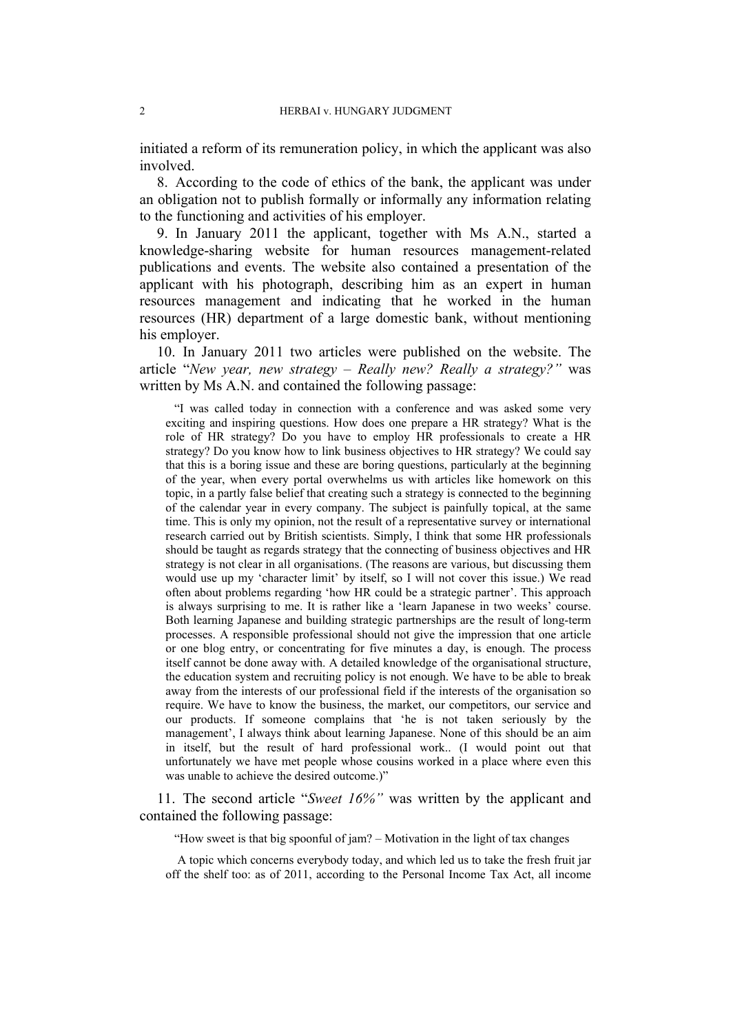initiated a reform of its remuneration policy, in which the applicant was also involved.

8. According to the code of ethics of the bank, the applicant was under an obligation not to publish formally or informally any information relating to the functioning and activities of his employer.

9. In January 2011 the applicant, together with Ms A.N., started a knowledge-sharing website for human resources management-related publications and events. The website also contained a presentation of the applicant with his photograph, describing him as an expert in human resources management and indicating that he worked in the human resources (HR) department of a large domestic bank, without mentioning his employer.

10. In January 2011 two articles were published on the website. The article "*New year, new strategy – Really new? Really a strategy?"* was written by Ms A.N. and contained the following passage:

> "I was called today in connection with a conference and was asked some very exciting and inspiring questions. How does one prepare a HR strategy? What is the role of HR strategy? Do you have to employ HR professionals to create a HR strategy? Do you know how to link business objectives to HR strategy? We could say that this is a boring issue and these are boring questions, particularly at the beginning of the year, when every portal overwhelms us with articles like homework on this topic, in a partly false belief that creating such a strategy is connected to the beginning of the calendar year in every company. The subject is painfully topical, at the same time. This is only my opinion, not the result of a representative survey or international research carried out by British scientists. Simply, I think that some HR professionals should be taught as regards strategy that the connecting of business objectives and HR strategy is not clear in all organisations. (The reasons are various, but discussing them would use up my 'character limit' by itself, so I will not cover this issue.) We read often about problems regarding 'how HR could be a strategic partner'. This approach is always surprising to me. It is rather like a 'learn Japanese in two weeks' course. Both learning Japanese and building strategic partnerships are the result of long-term processes. A responsible professional should not give the impression that one article or one blog entry, or concentrating for five minutes a day, is enough. The process itself cannot be done away with. A detailed knowledge of the organisational structure, the education system and recruiting policy is not enough. We have to be able to break away from the interests of our professional field if the interests of the organisation so require. We have to know the business, the market, our competitors, our service and our products. If someone complains that 'he is not taken seriously by the management', I always think about learning Japanese. None of this should be an aim in itself, but the result of hard professional work.. (I would point out that unfortunately we have met people whose cousins worked in a place where even this was unable to achieve the desired outcome.)"

11. The second article "*Sweet 16%"* was written by the applicant and contained the following passage:

> "How sweet is that big spoonful of jam? – Motivation in the light of tax changes
>
> A topic which concerns everybody today, and which led us to take the fresh fruit jar off the shelf too: as of 2011, according to the Personal Income Tax Act, all income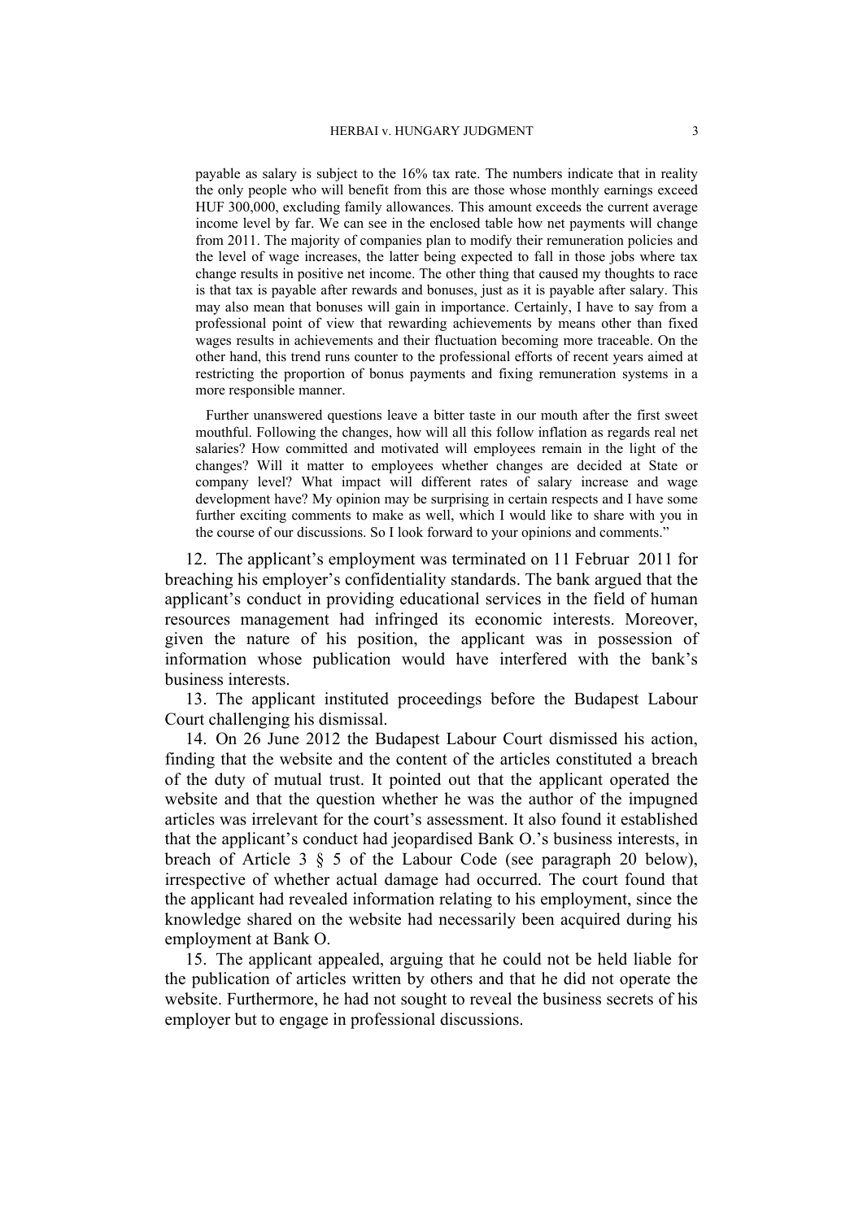payable as salary is subject to the 16% tax rate. The numbers indicate that in reality the only people who will benefit from this are those whose monthly earnings exceed HUF 300,000, excluding family allowances. This amount exceeds the current average income level by far. We can see in the enclosed table how net payments will change from 2011. The majority of companies plan to modify their remuneration policies and the level of wage increases, the latter being expected to fall in those jobs where tax change results in positive net income. The other thing that caused my thoughts to race is that tax is payable after rewards and bonuses, just as it is payable after salary. This may also mean that bonuses will gain in importance. Certainly, I have to say from a professional point of view that rewarding achievements by means other than fixed wages results in achievements and their fluctuation becoming more traceable. On the other hand, this trend runs counter to the professional efforts of recent years aimed at restricting the proportion of bonus payments and fixing remuneration systems in a more responsible manner.

Further unanswered questions leave a bitter taste in our mouth after the first sweet mouthful. Following the changes, how will all this follow inflation as regards real net salaries? How committed and motivated will employees remain in the light of the changes? Will it matter to employees whether changes are decided at State or company level? What impact will different rates of salary increase and wage development have? My opinion may be surprising in certain respects and I have some further exciting comments to make as well, which I would like to share with you in the course of our discussions. So I look forward to your opinions and comments."

12. The applicant's employment was terminated on 11 Februar 2011 for breaching his employer's confidentiality standards. The bank argued that the applicant's conduct in providing educational services in the field of human resources management had infringed its economic interests. Moreover, given the nature of his position, the applicant was in possession of information whose publication would have interfered with the bank's business interests.

13. The applicant instituted proceedings before the Budapest Labour Court challenging his dismissal.

14. On 26 June 2012 the Budapest Labour Court dismissed his action, finding that the website and the content of the articles constituted a breach of the duty of mutual trust. It pointed out that the applicant operated the website and that the question whether he was the author of the impugned articles was irrelevant for the court's assessment. It also found it established that the applicant's conduct had jeopardised Bank O.'s business interests, in breach of Article 3 § 5 of the Labour Code (see paragraph 20 below), irrespective of whether actual damage had occurred. The court found that the applicant had revealed information relating to his employment, since the knowledge shared on the website had necessarily been acquired during his employment at Bank O.

15. The applicant appealed, arguing that he could not be held liable for the publication of articles written by others and that he did not operate the website. Furthermore, he had not sought to reveal the business secrets of his employer but to engage in professional discussions.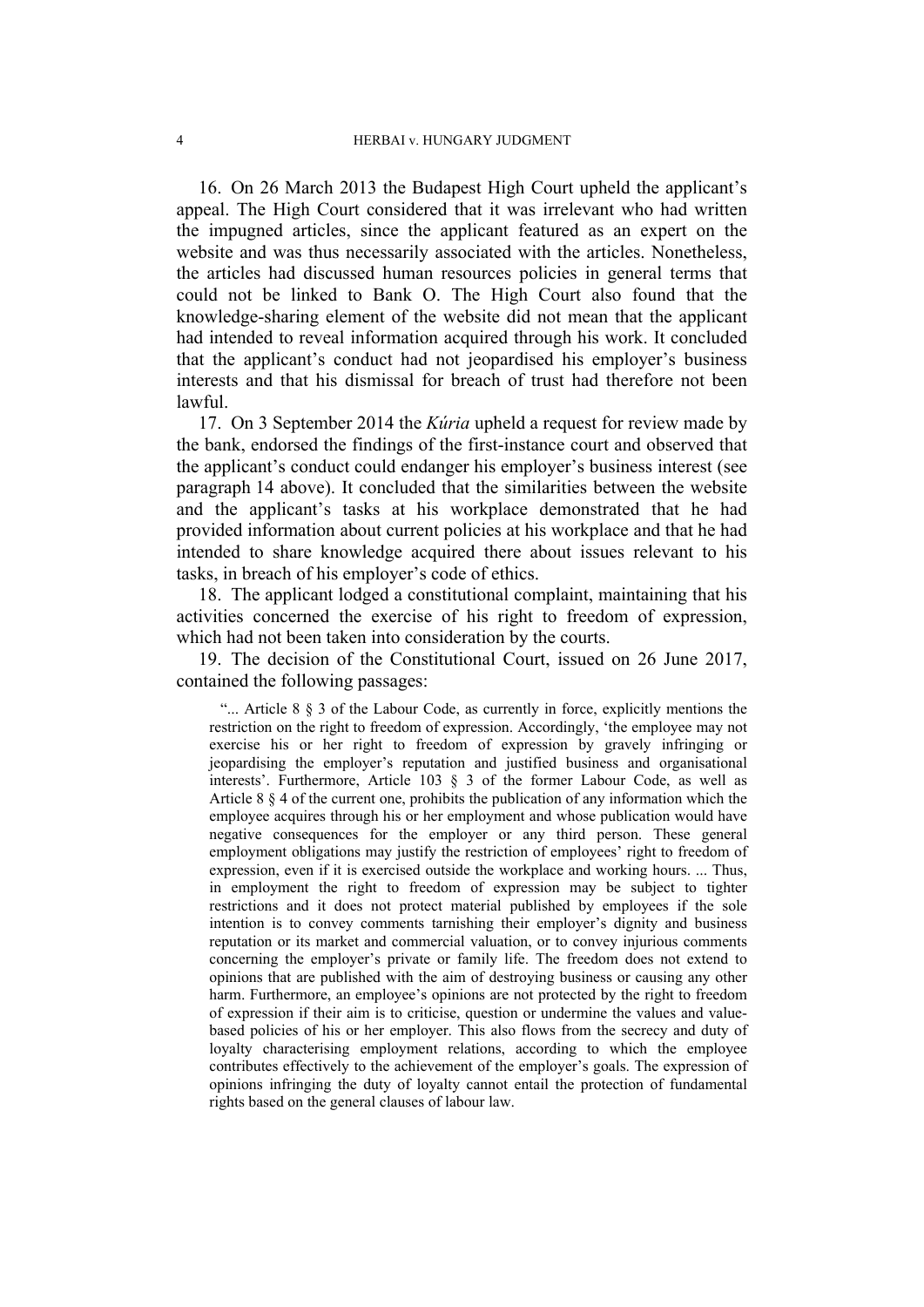16. On 26 March 2013 the Budapest High Court upheld the applicant's appeal. The High Court considered that it was irrelevant who had written the impugned articles, since the applicant featured as an expert on the website and was thus necessarily associated with the articles. Nonetheless, the articles had discussed human resources policies in general terms that could not be linked to Bank O. The High Court also found that the knowledge-sharing element of the website did not mean that the applicant had intended to reveal information acquired through his work. It concluded that the applicant's conduct had not jeopardised his employer's business interests and that his dismissal for breach of trust had therefore not been lawful.

17. On 3 September 2014 the *Kúria* upheld a request for review made by the bank, endorsed the findings of the first-instance court and observed that the applicant's conduct could endanger his employer's business interest (see paragraph 14 above). It concluded that the similarities between the website and the applicant's tasks at his workplace demonstrated that he had provided information about current policies at his workplace and that he had intended to share knowledge acquired there about issues relevant to his tasks, in breach of his employer's code of ethics.

18. The applicant lodged a constitutional complaint, maintaining that his activities concerned the exercise of his right to freedom of expression, which had not been taken into consideration by the courts.

19. The decision of the Constitutional Court, issued on 26 June 2017, contained the following passages:

> "... Article 8 § 3 of the Labour Code, as currently in force, explicitly mentions the restriction on the right to freedom of expression. Accordingly, 'the employee may not exercise his or her right to freedom of expression by gravely infringing or jeopardising the employer's reputation and justified business and organisational interests'. Furthermore, Article 103 § 3 of the former Labour Code, as well as Article 8 § 4 of the current one, prohibits the publication of any information which the employee acquires through his or her employment and whose publication would have negative consequences for the employer or any third person. These general employment obligations may justify the restriction of employees' right to freedom of expression, even if it is exercised outside the workplace and working hours. ... Thus, in employment the right to freedom of expression may be subject to tighter restrictions and it does not protect material published by employees if the sole intention is to convey comments tarnishing their employer's dignity and business reputation or its market and commercial valuation, or to convey injurious comments concerning the employer's private or family life. The freedom does not extend to opinions that are published with the aim of destroying business or causing any other harm. Furthermore, an employee's opinions are not protected by the right to freedom of expression if their aim is to criticise, question or undermine the values and value-based policies of his or her employer. This also flows from the secrecy and duty of loyalty characterising employment relations, according to which the employee contributes effectively to the achievement of the employer's goals. The expression of opinions infringing the duty of loyalty cannot entail the protection of fundamental rights based on the general clauses of labour law.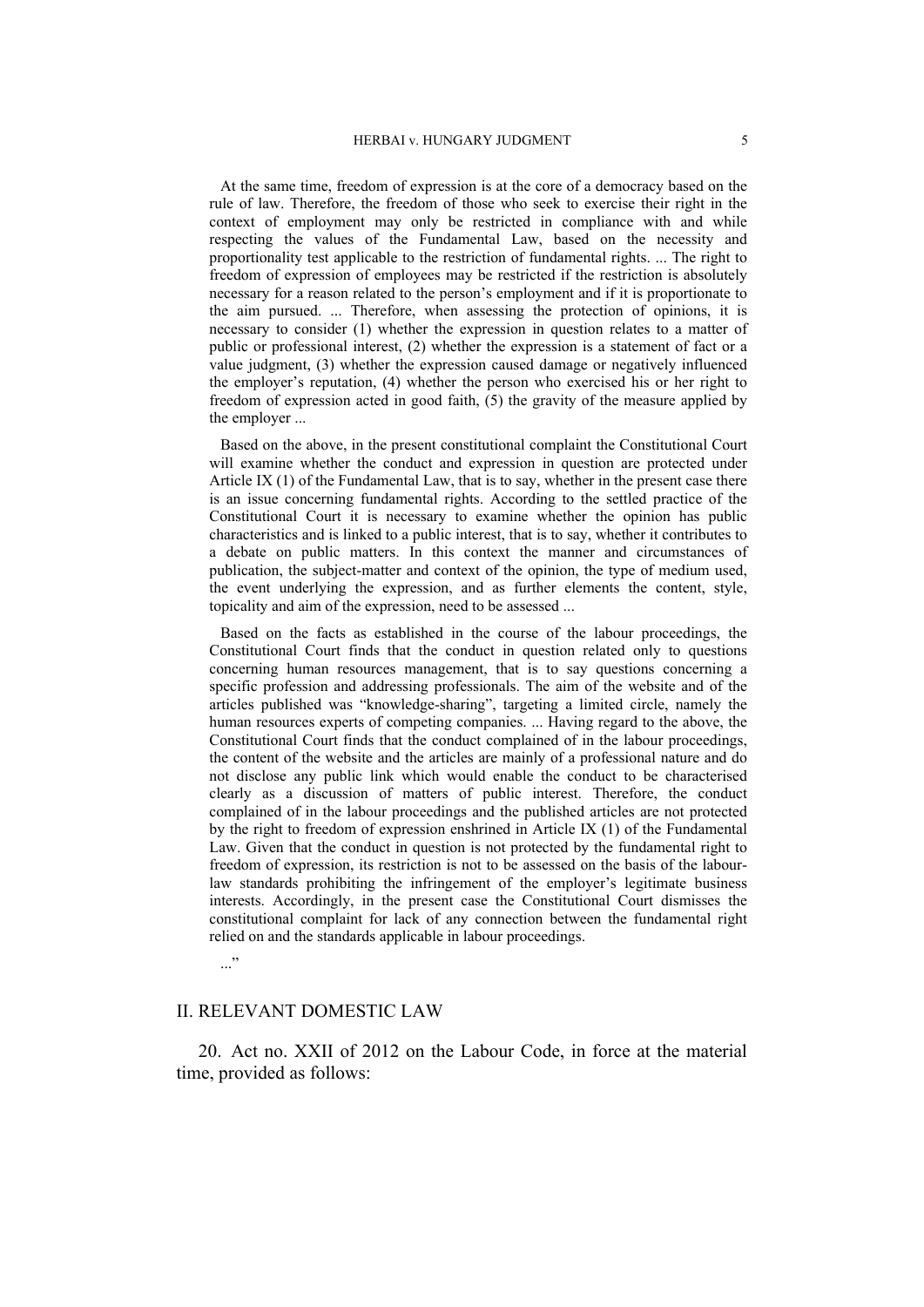At the same time, freedom of expression is at the core of a democracy based on the rule of law. Therefore, the freedom of those who seek to exercise their right in the context of employment may only be restricted in compliance with and while respecting the values of the Fundamental Law, based on the necessity and proportionality test applicable to the restriction of fundamental rights. ... The right to freedom of expression of employees may be restricted if the restriction is absolutely necessary for a reason related to the person's employment and if it is proportionate to the aim pursued. ... Therefore, when assessing the protection of opinions, it is necessary to consider (1) whether the expression in question relates to a matter of public or professional interest, (2) whether the expression is a statement of fact or a value judgment, (3) whether the expression caused damage or negatively influenced the employer's reputation, (4) whether the person who exercised his or her right to freedom of expression acted in good faith, (5) the gravity of the measure applied by the employer ...

Based on the above, in the present constitutional complaint the Constitutional Court will examine whether the conduct and expression in question are protected under Article IX (1) of the Fundamental Law, that is to say, whether in the present case there is an issue concerning fundamental rights. According to the settled practice of the Constitutional Court it is necessary to examine whether the opinion has public characteristics and is linked to a public interest, that is to say, whether it contributes to a debate on public matters. In this context the manner and circumstances of publication, the subject-matter and context of the opinion, the type of medium used, the event underlying the expression, and as further elements the content, style, topicality and aim of the expression, need to be assessed ...

Based on the facts as established in the course of the labour proceedings, the Constitutional Court finds that the conduct in question related only to questions concerning human resources management, that is to say questions concerning a specific profession and addressing professionals. The aim of the website and of the articles published was "knowledge-sharing", targeting a limited circle, namely the human resources experts of competing companies. ... Having regard to the above, the Constitutional Court finds that the conduct complained of in the labour proceedings, the content of the website and the articles are mainly of a professional nature and do not disclose any public link which would enable the conduct to be characterised clearly as a discussion of matters of public interest. Therefore, the conduct complained of in the labour proceedings and the published articles are not protected by the right to freedom of expression enshrined in Article IX (1) of the Fundamental Law. Given that the conduct in question is not protected by the fundamental right to freedom of expression, its restriction is not to be assessed on the basis of the labour-law standards prohibiting the infringement of the employer's legitimate business interests. Accordingly, in the present case the Constitutional Court dismisses the constitutional complaint for lack of any connection between the fundamental right relied on and the standards applicable in labour proceedings.

..."

## II. RELEVANT DOMESTIC LAW

20. Act no. XXII of 2012 on the Labour Code, in force at the material time, provided as follows: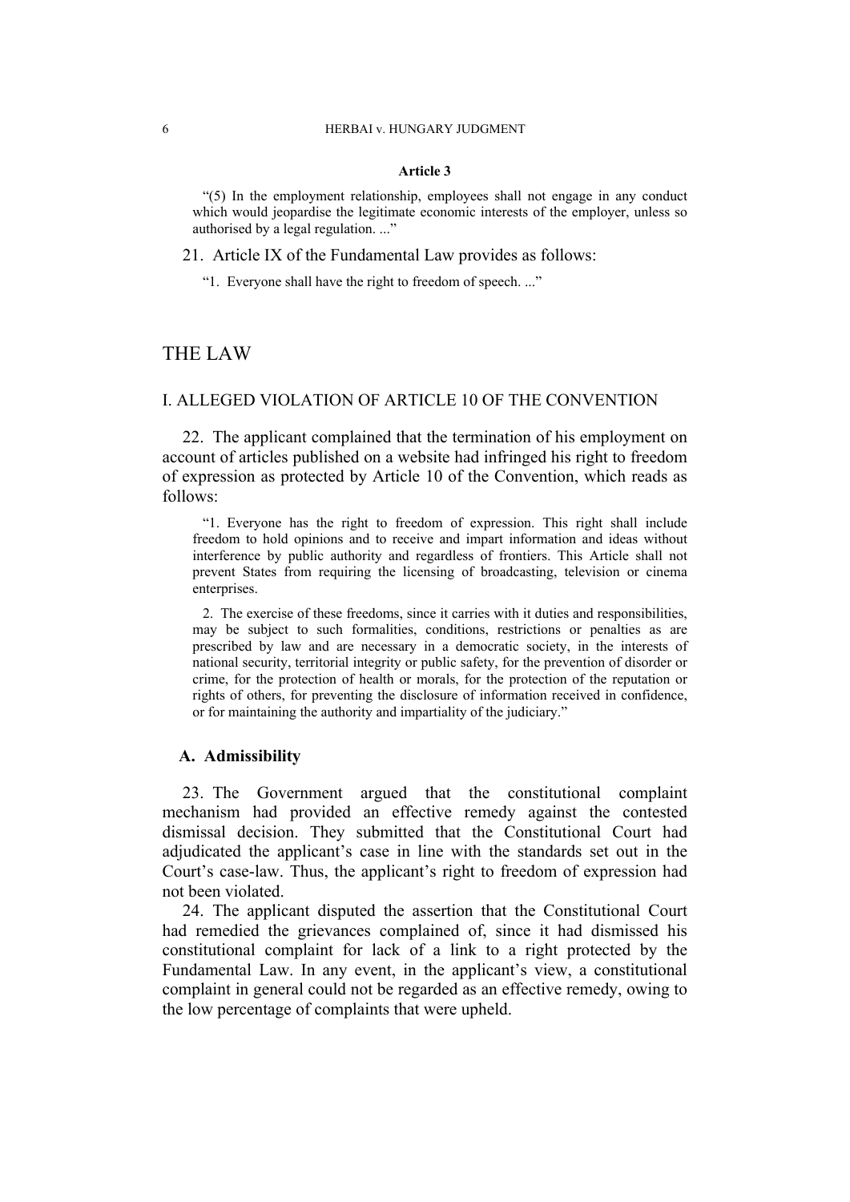**Article 3**

"(5) In the employment relationship, employees shall not engage in any conduct which would jeopardise the legitimate economic interests of the employer, unless so authorised by a legal regulation. ..."

21. Article IX of the Fundamental Law provides as follows:

"1. Everyone shall have the right to freedom of speech. ..."

# THE LAW

## I. ALLEGED VIOLATION OF ARTICLE 10 OF THE CONVENTION

22. The applicant complained that the termination of his employment on account of articles published on a website had infringed his right to freedom of expression as protected by Article 10 of the Convention, which reads as follows:

"1. Everyone has the right to freedom of expression. This right shall include freedom to hold opinions and to receive and impart information and ideas without interference by public authority and regardless of frontiers. This Article shall not prevent States from requiring the licensing of broadcasting, television or cinema enterprises.

2. The exercise of these freedoms, since it carries with it duties and responsibilities, may be subject to such formalities, conditions, restrictions or penalties as are prescribed by law and are necessary in a democratic society, in the interests of national security, territorial integrity or public safety, for the prevention of disorder or crime, for the protection of health or morals, for the protection of the reputation or rights of others, for preventing the disclosure of information received in confidence, or for maintaining the authority and impartiality of the judiciary."

### A. Admissibility

23. The Government argued that the constitutional complaint mechanism had provided an effective remedy against the contested dismissal decision. They submitted that the Constitutional Court had adjudicated the applicant's case in line with the standards set out in the Court's case-law. Thus, the applicant's right to freedom of expression had not been violated.

24. The applicant disputed the assertion that the Constitutional Court had remedied the grievances complained of, since it had dismissed his constitutional complaint for lack of a link to a right protected by the Fundamental Law. In any event, in the applicant's view, a constitutional complaint in general could not be regarded as an effective remedy, owing to the low percentage of complaints that were upheld.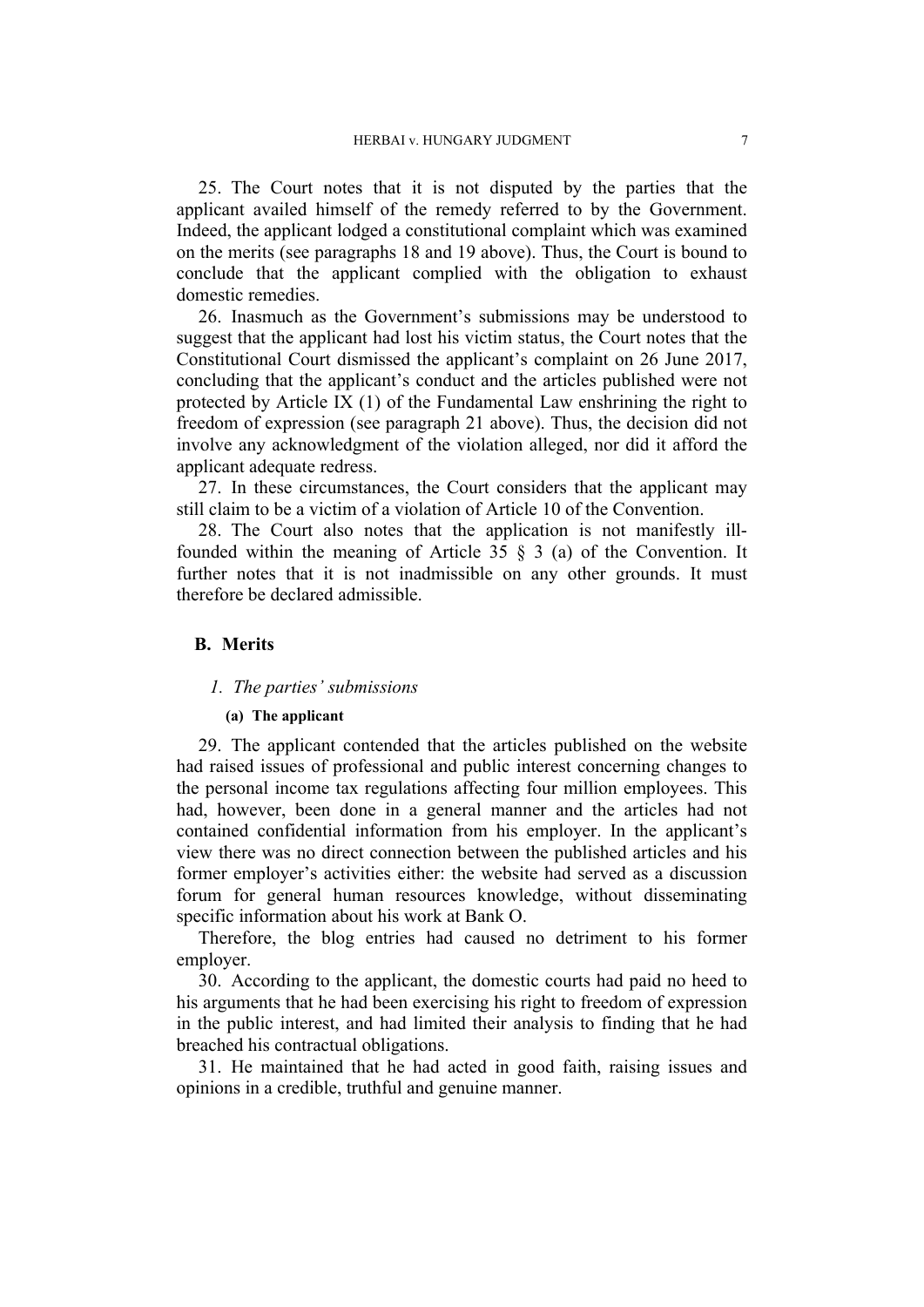25. The Court notes that it is not disputed by the parties that the applicant availed himself of the remedy referred to by the Government. Indeed, the applicant lodged a constitutional complaint which was examined on the merits (see paragraphs 18 and 19 above). Thus, the Court is bound to conclude that the applicant complied with the obligation to exhaust domestic remedies.

26. Inasmuch as the Government's submissions may be understood to suggest that the applicant had lost his victim status, the Court notes that the Constitutional Court dismissed the applicant's complaint on 26 June 2017, concluding that the applicant's conduct and the articles published were not protected by Article IX (1) of the Fundamental Law enshrining the right to freedom of expression (see paragraph 21 above). Thus, the decision did not involve any acknowledgment of the violation alleged, nor did it afford the applicant adequate redress.

27. In these circumstances, the Court considers that the applicant may still claim to be a victim of a violation of Article 10 of the Convention.

28. The Court also notes that the application is not manifestly ill-founded within the meaning of Article 35 § 3 (a) of the Convention. It further notes that it is not inadmissible on any other grounds. It must therefore be declared admissible.

## B. Merits

### *1. The parties' submissions*

#### (a) The applicant

29. The applicant contended that the articles published on the website had raised issues of professional and public interest concerning changes to the personal income tax regulations affecting four million employees. This had, however, been done in a general manner and the articles had not contained confidential information from his employer. In the applicant's view there was no direct connection between the published articles and his former employer's activities either: the website had served as a discussion forum for general human resources knowledge, without disseminating specific information about his work at Bank O.

Therefore, the blog entries had caused no detriment to his former employer.

30. According to the applicant, the domestic courts had paid no heed to his arguments that he had been exercising his right to freedom of expression in the public interest, and had limited their analysis to finding that he had breached his contractual obligations.

31. He maintained that he had acted in good faith, raising issues and opinions in a credible, truthful and genuine manner.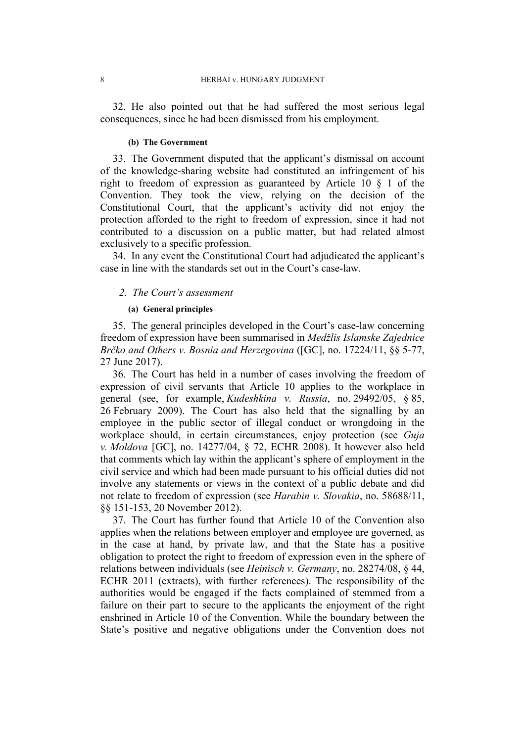32. He also pointed out that he had suffered the most serious legal consequences, since he had been dismissed from his employment.

#### (b) The Government

33. The Government disputed that the applicant's dismissal on account of the knowledge-sharing website had constituted an infringement of his right to freedom of expression as guaranteed by Article 10 § 1 of the Convention. They took the view, relying on the decision of the Constitutional Court, that the applicant's activity did not enjoy the protection afforded to the right to freedom of expression, since it had not contributed to a discussion on a public matter, but had related almost exclusively to a specific profession.

34. In any event the Constitutional Court had adjudicated the applicant's case in line with the standards set out in the Court's case-law.

### *2. The Court's assessment*

#### (a) General principles

35. The general principles developed in the Court's case-law concerning freedom of expression have been summarised in *Medžlis Islamske Zajednice Brčko and Others v. Bosnia and Herzegovina* ([GC], no. 17224/11, §§ 5-77, 27 June 2017).

36. The Court has held in a number of cases involving the freedom of expression of civil servants that Article 10 applies to the workplace in general (see, for example, *Kudeshkina v. Russia*, no. 29492/05, § 85, 26 February 2009). The Court has also held that the signalling by an employee in the public sector of illegal conduct or wrongdoing in the workplace should, in certain circumstances, enjoy protection (see *Guja v. Moldova* [GC], no. 14277/04, § 72, ECHR 2008). It however also held that comments which lay within the applicant's sphere of employment in the civil service and which had been made pursuant to his official duties did not involve any statements or views in the context of a public debate and did not relate to freedom of expression (see *Harabin v. Slovakia*, no. 58688/11, §§ 151-153, 20 November 2012).

37. The Court has further found that Article 10 of the Convention also applies when the relations between employer and employee are governed, as in the case at hand, by private law, and that the State has a positive obligation to protect the right to freedom of expression even in the sphere of relations between individuals (see *Heinisch v. Germany*, no. 28274/08, § 44, ECHR 2011 (extracts), with further references). The responsibility of the authorities would be engaged if the facts complained of stemmed from a failure on their part to secure to the applicants the enjoyment of the right enshrined in Article 10 of the Convention. While the boundary between the State's positive and negative obligations under the Convention does not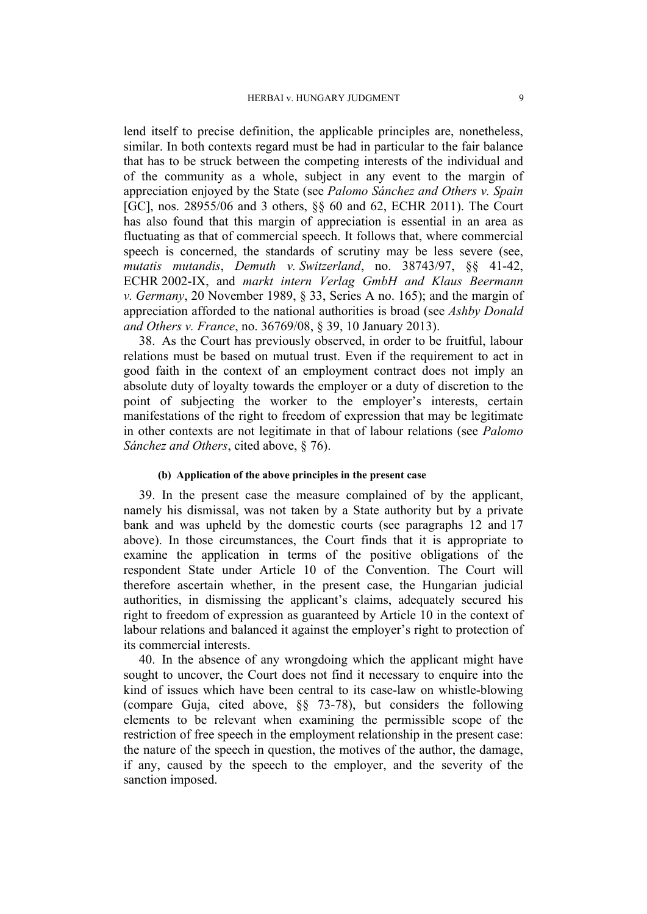lend itself to precise definition, the applicable principles are, nonetheless, similar. In both contexts regard must be had in particular to the fair balance that has to be struck between the competing interests of the individual and of the community as a whole, subject in any event to the margin of appreciation enjoyed by the State (see *Palomo Sánchez and Others v. Spain* [GC], nos. 28955/06 and 3 others, §§ 60 and 62, ECHR 2011). The Court has also found that this margin of appreciation is essential in an area as fluctuating as that of commercial speech. It follows that, where commercial speech is concerned, the standards of scrutiny may be less severe (see, *mutatis mutandis*, *Demuth v. Switzerland*, no. 38743/97, §§ 41-42, ECHR 2002-IX, and *markt intern Verlag GmbH and Klaus Beermann v. Germany*, 20 November 1989, § 33, Series A no. 165); and the margin of appreciation afforded to the national authorities is broad (see *Ashby Donald and Others v. France*, no. 36769/08, § 39, 10 January 2013).

38. As the Court has previously observed, in order to be fruitful, labour relations must be based on mutual trust. Even if the requirement to act in good faith in the context of an employment contract does not imply an absolute duty of loyalty towards the employer or a duty of discretion to the point of subjecting the worker to the employer's interests, certain manifestations of the right to freedom of expression that may be legitimate in other contexts are not legitimate in that of labour relations (see *Palomo Sánchez and Others*, cited above, § 76).

#### (b) Application of the above principles in the present case

39. In the present case the measure complained of by the applicant, namely his dismissal, was not taken by a State authority but by a private bank and was upheld by the domestic courts (see paragraphs 12 and 17 above). In those circumstances, the Court finds that it is appropriate to examine the application in terms of the positive obligations of the respondent State under Article 10 of the Convention. The Court will therefore ascertain whether, in the present case, the Hungarian judicial authorities, in dismissing the applicant's claims, adequately secured his right to freedom of expression as guaranteed by Article 10 in the context of labour relations and balanced it against the employer's right to protection of its commercial interests.

40. In the absence of any wrongdoing which the applicant might have sought to uncover, the Court does not find it necessary to enquire into the kind of issues which have been central to its case-law on whistle-blowing (compare Guja, cited above, §§ 73-78), but considers the following elements to be relevant when examining the permissible scope of the restriction of free speech in the employment relationship in the present case: the nature of the speech in question, the motives of the author, the damage, if any, caused by the speech to the employer, and the severity of the sanction imposed.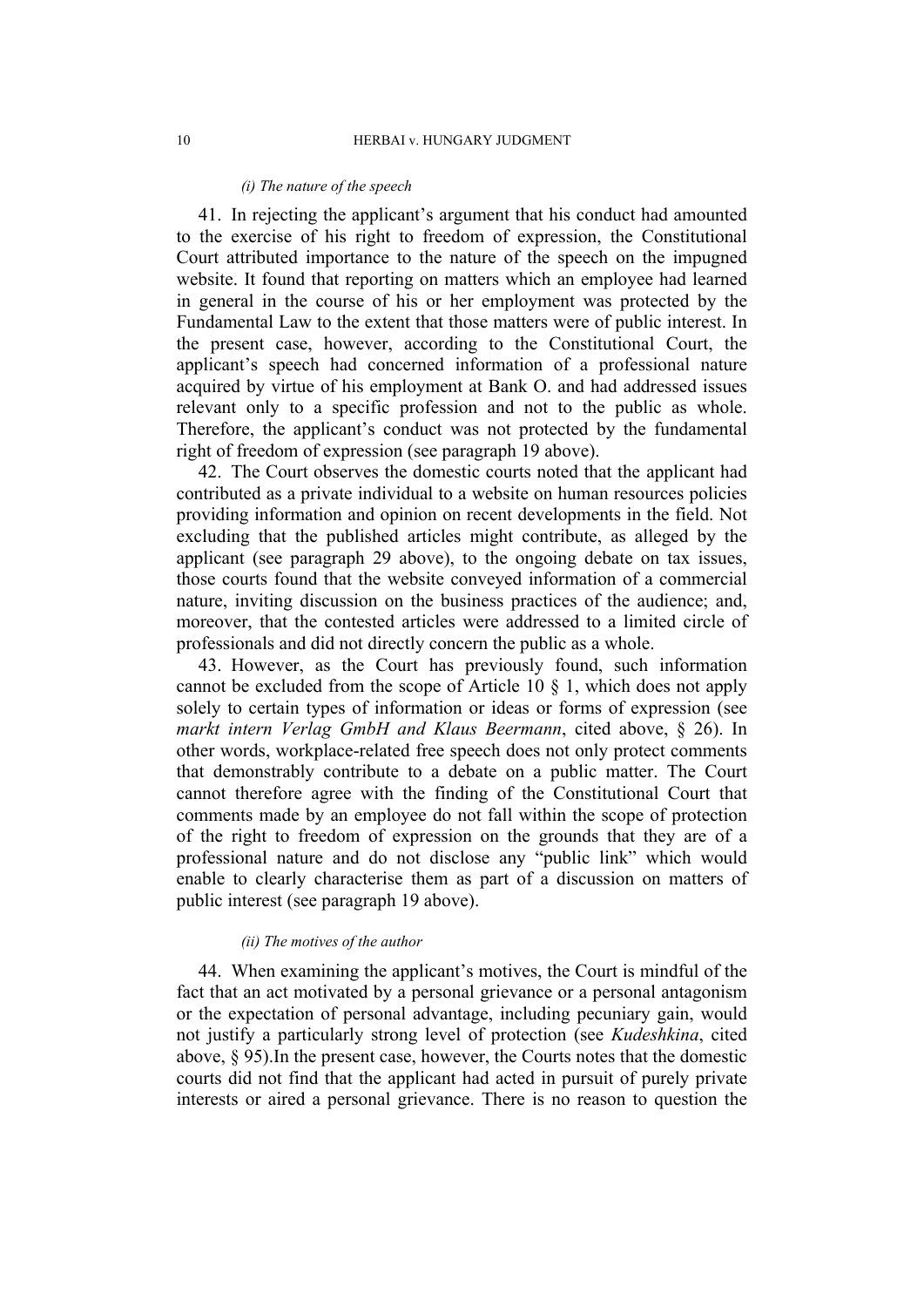*(i) The nature of the speech*

41. In rejecting the applicant's argument that his conduct had amounted to the exercise of his right to freedom of expression, the Constitutional Court attributed importance to the nature of the speech on the impugned website. It found that reporting on matters which an employee had learned in general in the course of his or her employment was protected by the Fundamental Law to the extent that those matters were of public interest. In the present case, however, according to the Constitutional Court, the applicant's speech had concerned information of a professional nature acquired by virtue of his employment at Bank O. and had addressed issues relevant only to a specific profession and not to the public as whole. Therefore, the applicant's conduct was not protected by the fundamental right of freedom of expression (see paragraph 19 above).

42. The Court observes the domestic courts noted that the applicant had contributed as a private individual to a website on human resources policies providing information and opinion on recent developments in the field. Not excluding that the published articles might contribute, as alleged by the applicant (see paragraph 29 above), to the ongoing debate on tax issues, those courts found that the website conveyed information of a commercial nature, inviting discussion on the business practices of the audience; and, moreover, that the contested articles were addressed to a limited circle of professionals and did not directly concern the public as a whole.

43. However, as the Court has previously found, such information cannot be excluded from the scope of Article 10 § 1, which does not apply solely to certain types of information or ideas or forms of expression (see *markt intern Verlag GmbH and Klaus Beermann*, cited above, § 26). In other words, workplace-related free speech does not only protect comments that demonstrably contribute to a debate on a public matter. The Court cannot therefore agree with the finding of the Constitutional Court that comments made by an employee do not fall within the scope of protection of the right to freedom of expression on the grounds that they are of a professional nature and do not disclose any "public link" which would enable to clearly characterise them as part of a discussion on matters of public interest (see paragraph 19 above).

*(ii) The motives of the author*

44. When examining the applicant's motives, the Court is mindful of the fact that an act motivated by a personal grievance or a personal antagonism or the expectation of personal advantage, including pecuniary gain, would not justify a particularly strong level of protection (see *Kudeshkina*, cited above, § 95).In the present case, however, the Courts notes that the domestic courts did not find that the applicant had acted in pursuit of purely private interests or aired a personal grievance. There is no reason to question the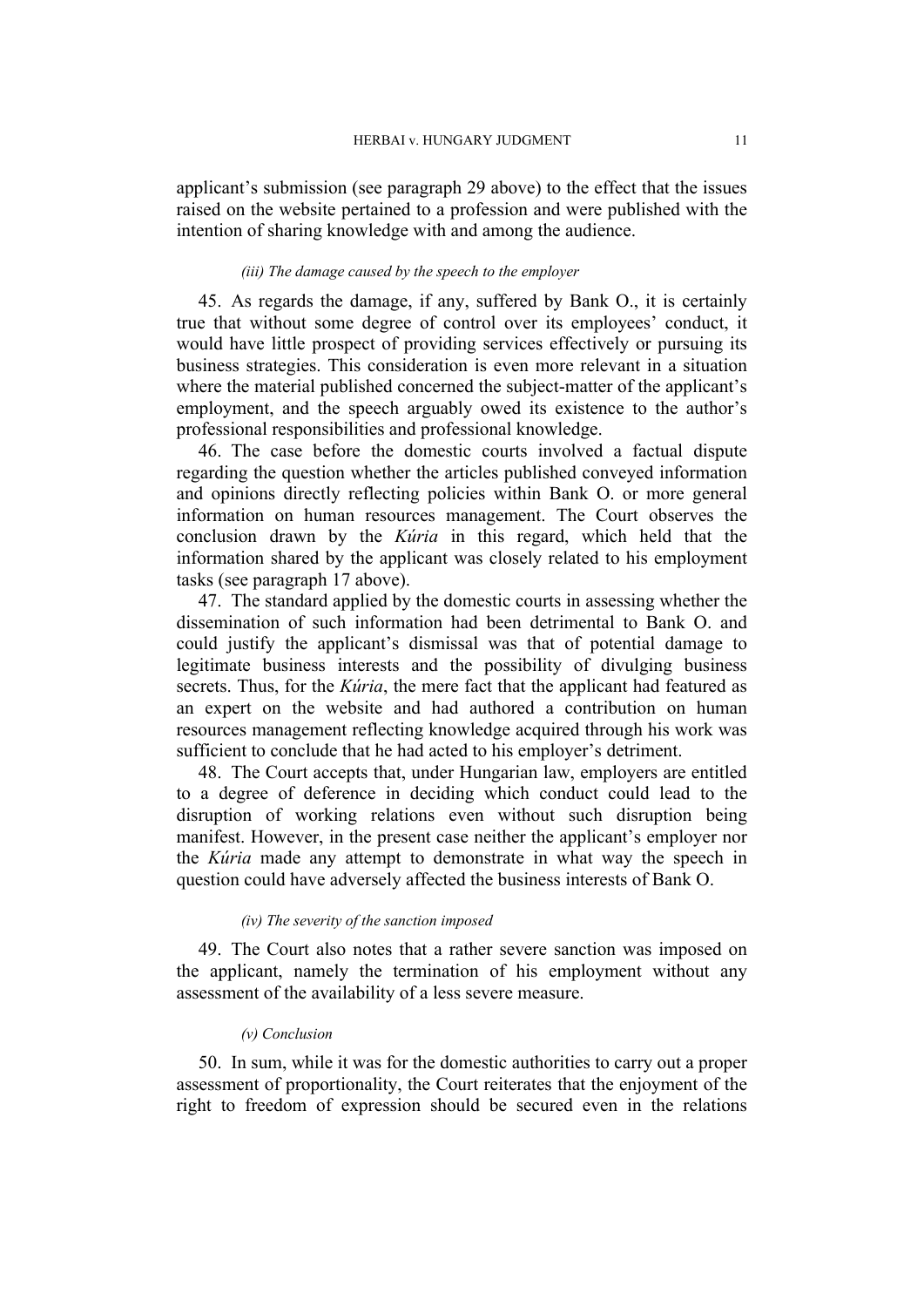applicant's submission (see paragraph 29 above) to the effect that the issues raised on the website pertained to a profession and were published with the intention of sharing knowledge with and among the audience.

##### *(iii) The damage caused by the speech to the employer*

45. As regards the damage, if any, suffered by Bank O., it is certainly true that without some degree of control over its employees' conduct, it would have little prospect of providing services effectively or pursuing its business strategies. This consideration is even more relevant in a situation where the material published concerned the subject-matter of the applicant's employment, and the speech arguably owed its existence to the author's professional responsibilities and professional knowledge.

46. The case before the domestic courts involved a factual dispute regarding the question whether the articles published conveyed information and opinions directly reflecting policies within Bank O. or more general information on human resources management. The Court observes the conclusion drawn by the *Kúria* in this regard, which held that the information shared by the applicant was closely related to his employment tasks (see paragraph 17 above).

47. The standard applied by the domestic courts in assessing whether the dissemination of such information had been detrimental to Bank O. and could justify the applicant's dismissal was that of potential damage to legitimate business interests and the possibility of divulging business secrets. Thus, for the *Kúria*, the mere fact that the applicant had featured as an expert on the website and had authored a contribution on human resources management reflecting knowledge acquired through his work was sufficient to conclude that he had acted to his employer's detriment.

48. The Court accepts that, under Hungarian law, employers are entitled to a degree of deference in deciding which conduct could lead to the disruption of working relations even without such disruption being manifest. However, in the present case neither the applicant's employer nor the *Kúria* made any attempt to demonstrate in what way the speech in question could have adversely affected the business interests of Bank O.

##### *(iv) The severity of the sanction imposed*

49. The Court also notes that a rather severe sanction was imposed on the applicant, namely the termination of his employment without any assessment of the availability of a less severe measure.

##### *(v) Conclusion*

50. In sum, while it was for the domestic authorities to carry out a proper assessment of proportionality, the Court reiterates that the enjoyment of the right to freedom of expression should be secured even in the relations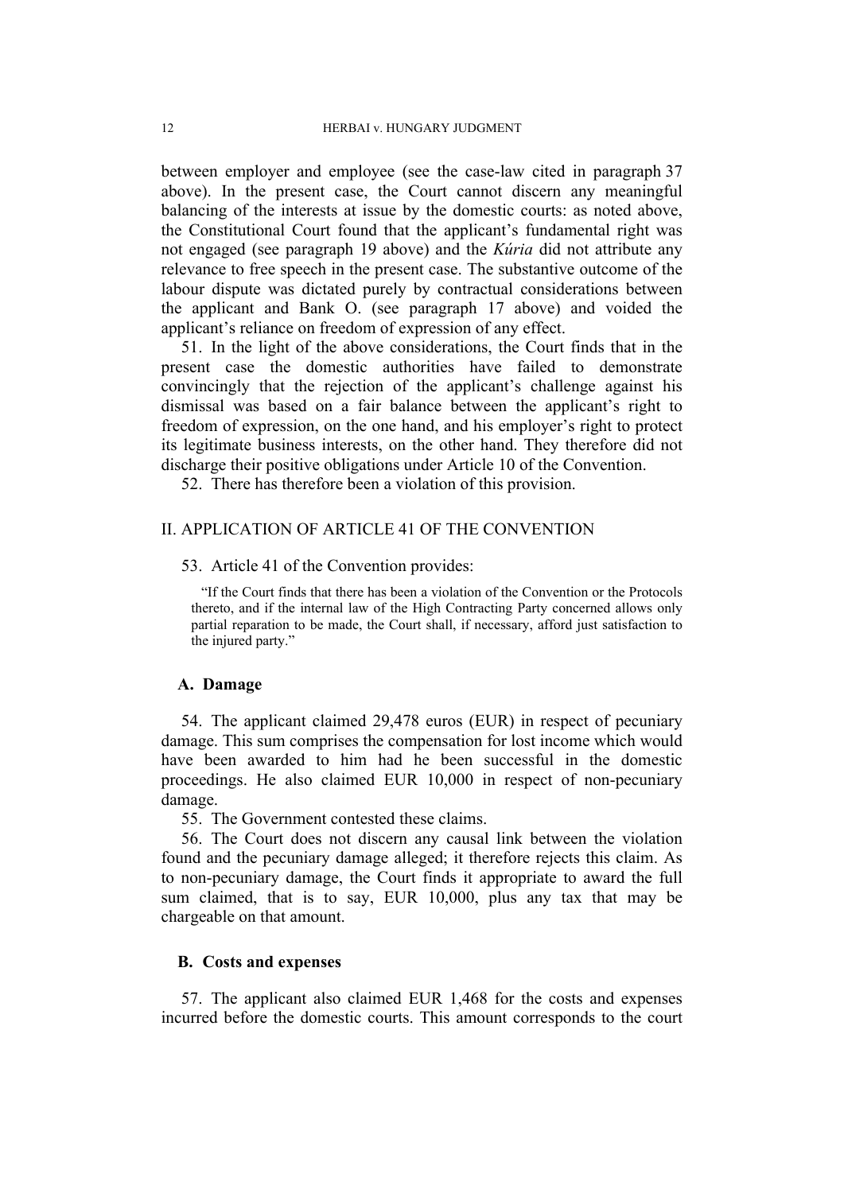between employer and employee (see the case-law cited in paragraph 37 above). In the present case, the Court cannot discern any meaningful balancing of the interests at issue by the domestic courts: as noted above, the Constitutional Court found that the applicant's fundamental right was not engaged (see paragraph 19 above) and the *Kúria* did not attribute any relevance to free speech in the present case. The substantive outcome of the labour dispute was dictated purely by contractual considerations between the applicant and Bank O. (see paragraph 17 above) and voided the applicant's reliance on freedom of expression of any effect.

51. In the light of the above considerations, the Court finds that in the present case the domestic authorities have failed to demonstrate convincingly that the rejection of the applicant's challenge against his dismissal was based on a fair balance between the applicant's right to freedom of expression, on the one hand, and his employer's right to protect its legitimate business interests, on the other hand. They therefore did not discharge their positive obligations under Article 10 of the Convention.

52. There has therefore been a violation of this provision.

## II. APPLICATION OF ARTICLE 41 OF THE CONVENTION

53. Article 41 of the Convention provides:

> "If the Court finds that there has been a violation of the Convention or the Protocols thereto, and if the internal law of the High Contracting Party concerned allows only partial reparation to be made, the Court shall, if necessary, afford just satisfaction to the injured party."

### A. Damage

54. The applicant claimed 29,478 euros (EUR) in respect of pecuniary damage. This sum comprises the compensation for lost income which would have been awarded to him had he been successful in the domestic proceedings. He also claimed EUR 10,000 in respect of non-pecuniary damage.

55. The Government contested these claims.

56. The Court does not discern any causal link between the violation found and the pecuniary damage alleged; it therefore rejects this claim. As to non-pecuniary damage, the Court finds it appropriate to award the full sum claimed, that is to say, EUR 10,000, plus any tax that may be chargeable on that amount.

### B. Costs and expenses

57. The applicant also claimed EUR 1,468 for the costs and expenses incurred before the domestic courts. This amount corresponds to the court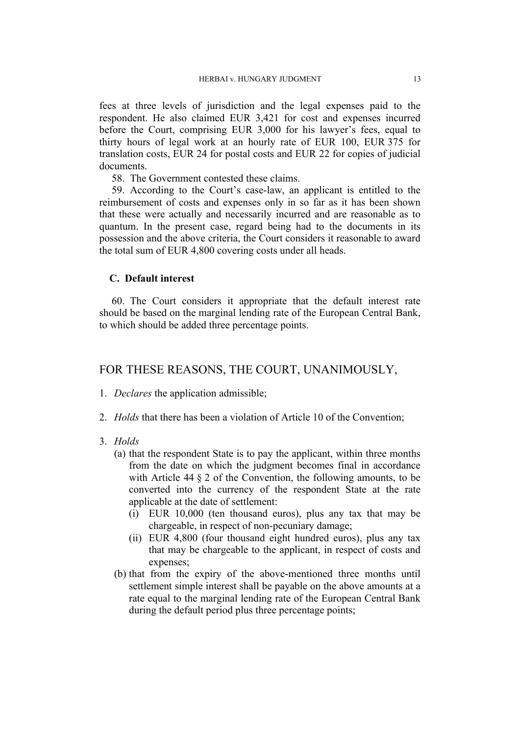fees at three levels of jurisdiction and the legal expenses paid to the respondent. He also claimed EUR 3,421 for cost and expenses incurred before the Court, comprising EUR 3,000 for his lawyer's fees, equal to thirty hours of legal work at an hourly rate of EUR 100, EUR 375 for translation costs, EUR 24 for postal costs and EUR 22 for copies of judicial documents.

58. The Government contested these claims.

59. According to the Court's case-law, an applicant is entitled to the reimbursement of costs and expenses only in so far as it has been shown that these were actually and necessarily incurred and are reasonable as to quantum. In the present case, regard being had to the documents in its possession and the above criteria, the Court considers it reasonable to award the total sum of EUR 4,800 covering costs under all heads.

### C. Default interest

60. The Court considers it appropriate that the default interest rate should be based on the marginal lending rate of the European Central Bank, to which should be added three percentage points.

## FOR THESE REASONS, THE COURT, UNANIMOUSLY,

1. *Declares* the application admissible;

2. *Holds* that there has been a violation of Article 10 of the Convention;

3. *Holds*
   (a) that the respondent State is to pay the applicant, within three months from the date on which the judgment becomes final in accordance with Article 44 § 2 of the Convention, the following amounts, to be converted into the currency of the respondent State at the rate applicable at the date of settlement:
      (i) EUR 10,000 (ten thousand euros), plus any tax that may be chargeable, in respect of non-pecuniary damage;
      (ii) EUR 4,800 (four thousand eight hundred euros), plus any tax that may be chargeable to the applicant, in respect of costs and expenses;
   (b) that from the expiry of the above-mentioned three months until settlement simple interest shall be payable on the above amounts at a rate equal to the marginal lending rate of the European Central Bank during the default period plus three percentage points;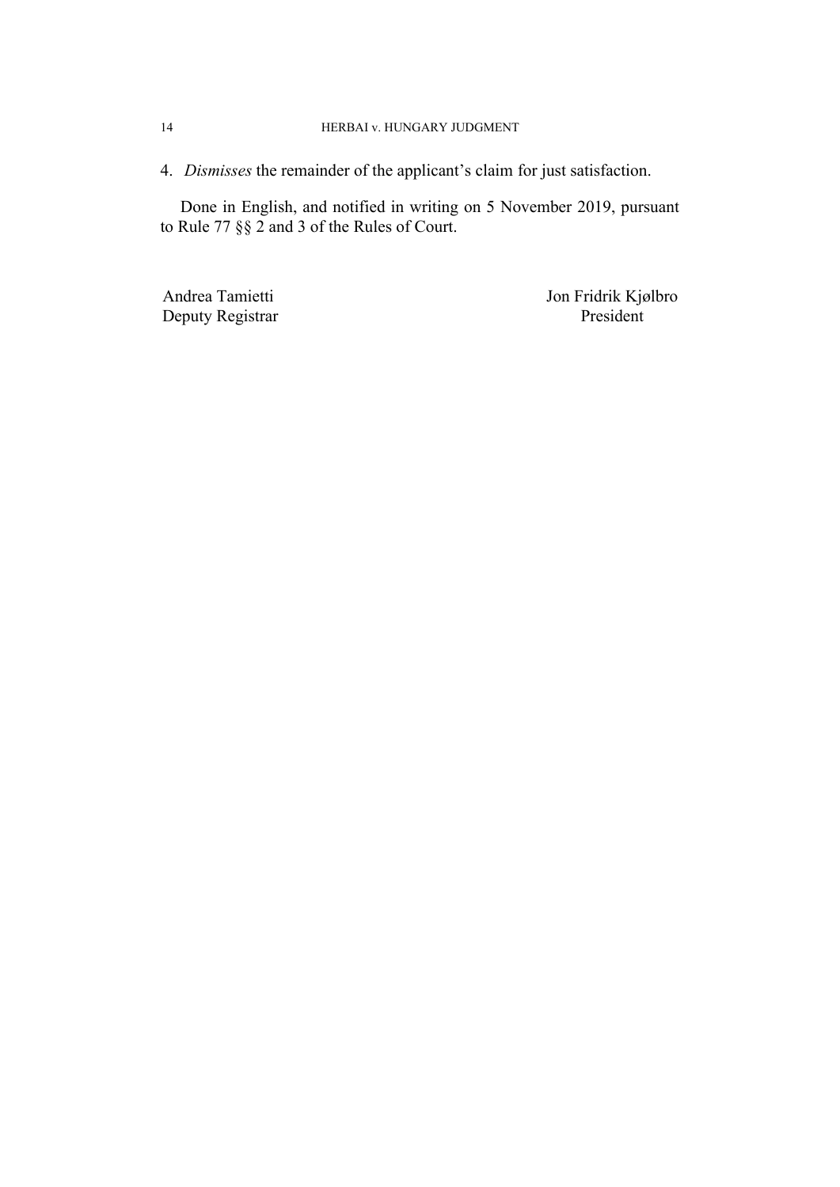4. *Dismisses* the remainder of the applicant's claim for just satisfaction.

Done in English, and notified in writing on 5 November 2019, pursuant to Rule 77 §§ 2 and 3 of the Rules of Court.

| | |
|---|---|
| Andrea Tamietti | Jon Fridrik Kjølbro |
| Deputy Registrar | President |